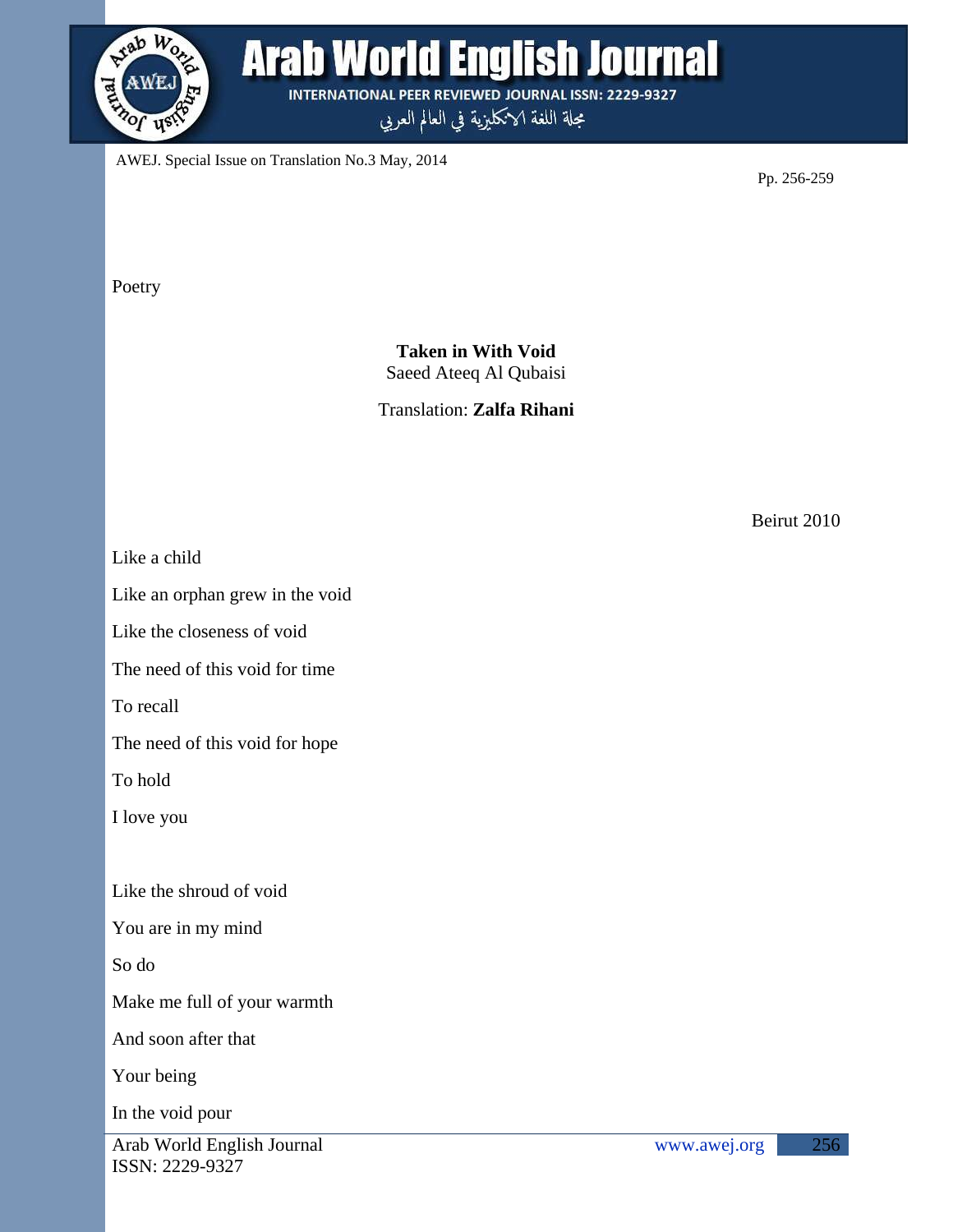Poetry

**Taken in With Void**
Saeed Ateeq Al Qubaisi

Translation: **Zalfa Rihani**

Beirut 2010

Like a child

Like an orphan grew in the void

Like the closeness of void

The need of this void for time

To recall

The need of this void for hope

To hold

I love you

Like the shroud of void

You are in my mind

So do

Make me full of your warmth

And soon after that

Your being

In the void pour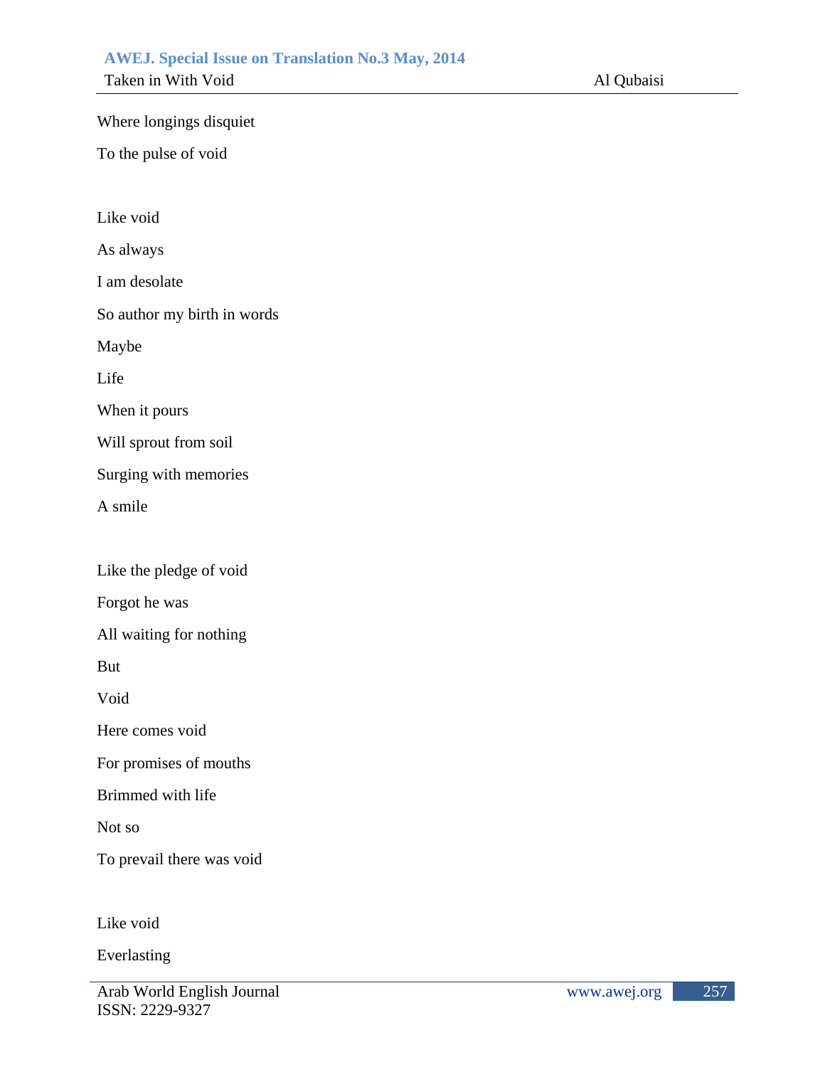Where longings disquiet

To the pulse of void

Like void

As always

I am desolate

So author my birth in words

Maybe

Life

When it pours

Will sprout from soil

Surging with memories

A smile

Like the pledge of void

Forgot he was

All waiting for nothing

But

Void

Here comes void

For promises of mouths

Brimmed with life

Not so

To prevail there was void

Like void

Everlasting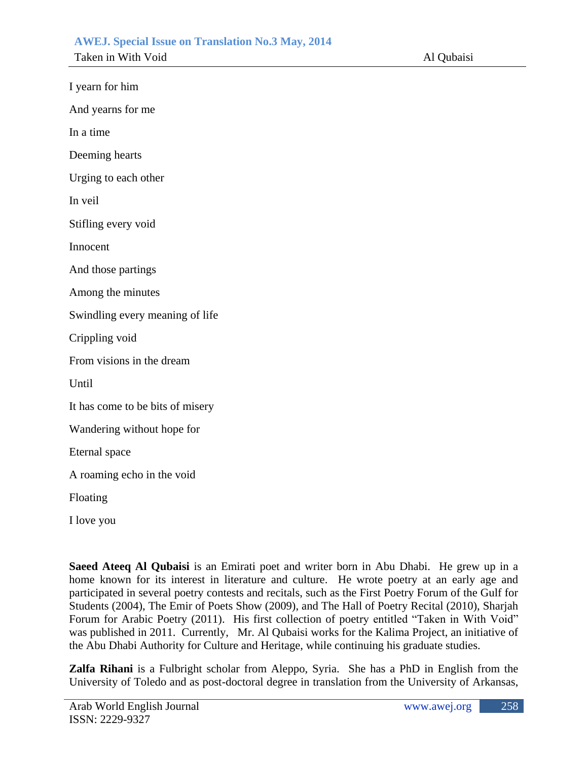I yearn for him

And yearns for me

In a time

Deeming hearts

Urging to each other

In veil

Stifling every void

Innocent

And those partings

Among the minutes

Swindling every meaning of life

Crippling void

From visions in the dream

Until

It has come to be bits of misery

Wandering without hope for

Eternal space

A roaming echo in the void

Floating

I love you

**Saeed Ateeq Al Qubaisi** is an Emirati poet and writer born in Abu Dhabi. He grew up in a home known for its interest in literature and culture. He wrote poetry at an early age and participated in several poetry contests and recitals, such as the First Poetry Forum of the Gulf for Students (2004), The Emir of Poets Show (2009), and The Hall of Poetry Recital (2010), Sharjah Forum for Arabic Poetry (2011). His first collection of poetry entitled "Taken in With Void" was published in 2011. Currently, Mr. Al Qubaisi works for the Kalima Project, an initiative of the Abu Dhabi Authority for Culture and Heritage, while continuing his graduate studies.

**Zalfa Rihani** is a Fulbright scholar from Aleppo, Syria. She has a PhD in English from the University of Toledo and as post-doctoral degree in translation from the University of Arkansas,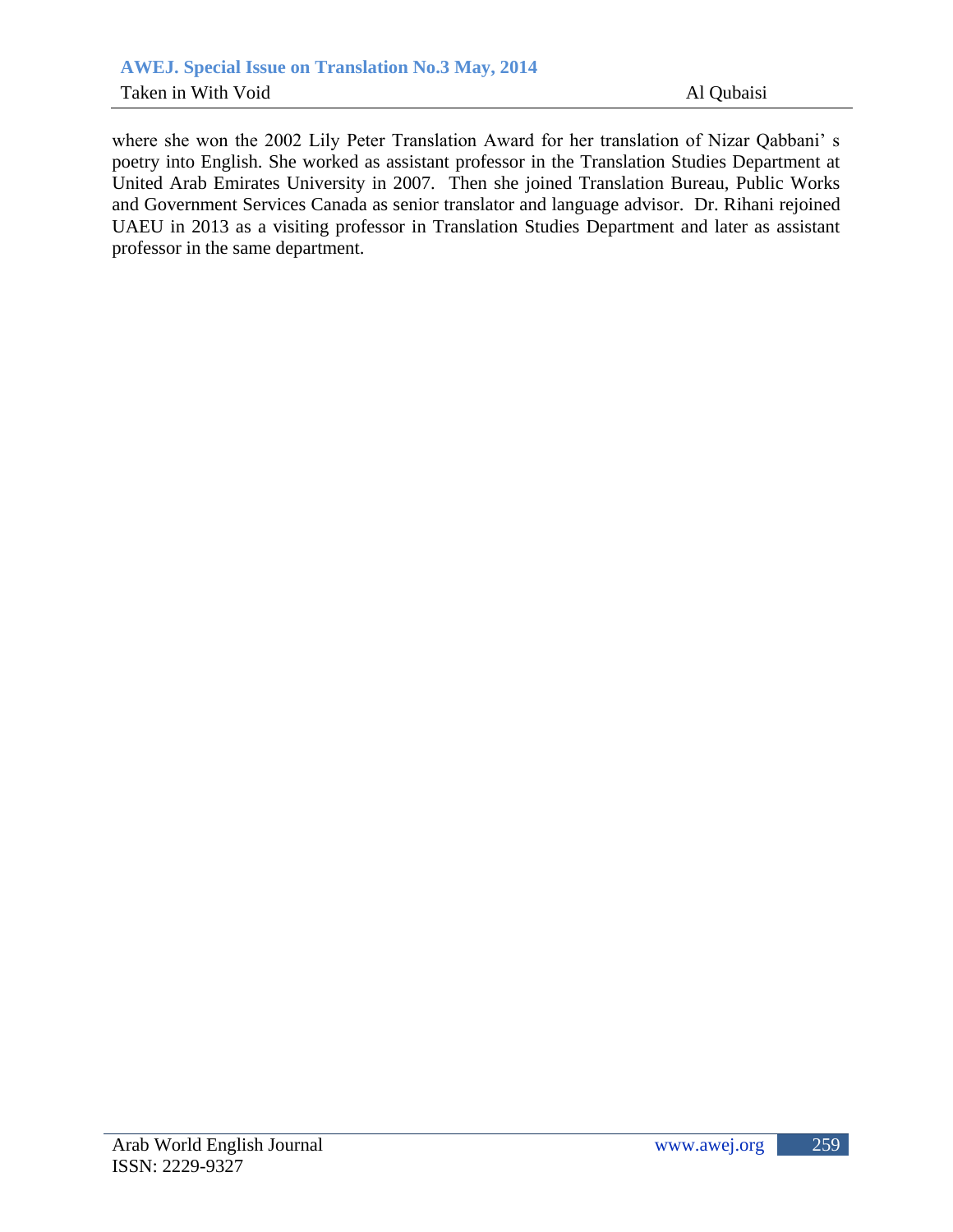where she won the 2002 Lily Peter Translation Award for her translation of Nizar Qabbani' s poetry into English. She worked as assistant professor in the Translation Studies Department at United Arab Emirates University in 2007. Then she joined Translation Bureau, Public Works and Government Services Canada as senior translator and language advisor. Dr. Rihani rejoined UAEU in 2013 as a visiting professor in Translation Studies Department and later as assistant professor in the same department.